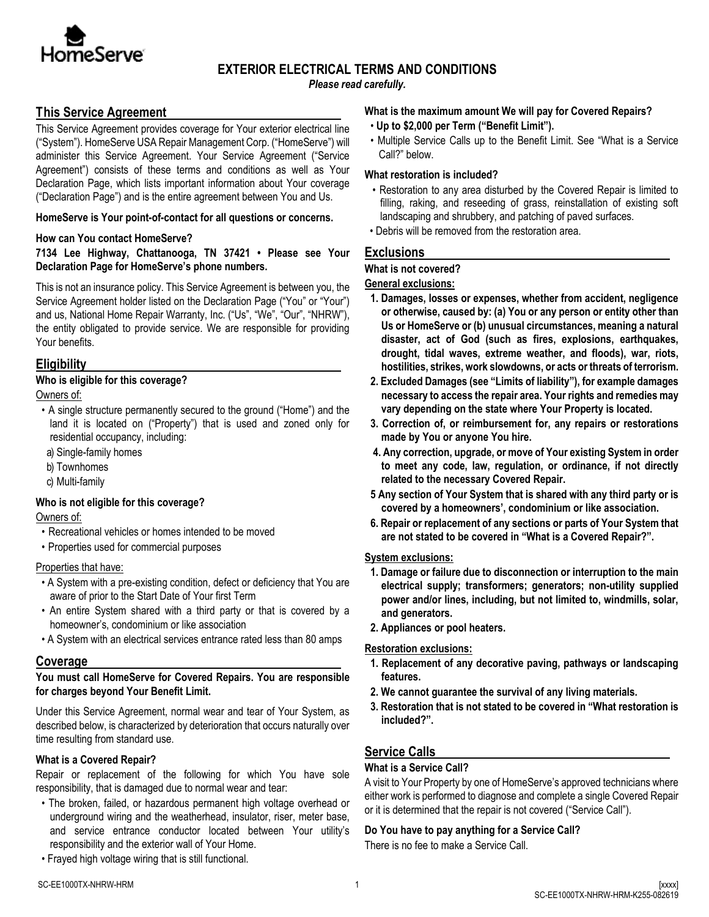# EXTERIOR ELECTRICAL TERMS AND CONDITIONS

*Please read carefully.*

## This Service Agreement

This Service Agreement provides coverage for Your exterior electrical line ("System"). HomeServe USA Repair Management Corp. ("HomeServe") will administer this Service Agreement. Your Service Agreement ("Service Agreement") consists of these terms and conditions as well as Your Declaration Page, which lists important information about Your coverage ("Declaration Page") and is the entire agreement between You and Us.

**HomeServe is Your point-of-contact for all questions or concerns.**

**How can You contact HomeServe?**

**7134 Lee Highway, Chattanooga, TN 37421 • Please see Your Declaration Page for HomeServe's phone numbers.**

This is not an insurance policy. This Service Agreement is between you, the Service Agreement holder listed on the Declaration Page ("You" or "Your") and us, National Home Repair Warranty, Inc. ("Us", "We", "Our", "NHRW"), the entity obligated to provide service. We are responsible for providing Your benefits.

## Eligibility

**Who is eligible for this coverage?**

Owners of:

- A single structure permanently secured to the ground ("Home") and the land it is located on ("Property") that is used and zoned only for residential occupancy, including:
  - a) Single-family homes
  - b) Townhomes
  - c) Multi-family

**Who is not eligible for this coverage?**

Owners of:

- Recreational vehicles or homes intended to be moved
- Properties used for commercial purposes

Properties that have:

- A System with a pre-existing condition, defect or deficiency that You are aware of prior to the Start Date of Your first Term
- An entire System shared with a third party or that is covered by a homeowner's, condominium or like association
- A System with an electrical services entrance rated less than 80 amps

## Coverage

**You must call HomeServe for Covered Repairs. You are responsible for charges beyond Your Benefit Limit.**

Under this Service Agreement, normal wear and tear of Your System, as described below, is characterized by deterioration that occurs naturally over time resulting from standard use.

**What is a Covered Repair?**

Repair or replacement of the following for which You have sole responsibility, that is damaged due to normal wear and tear:

- The broken, failed, or hazardous permanent high voltage overhead or underground wiring and the weatherhead, insulator, riser, meter base, and service entrance conductor located between Your utility's responsibility and the exterior wall of Your Home.
- Frayed high voltage wiring that is still functional.

**What is the maximum amount We will pay for Covered Repairs?**

- **Up to $2,000 per Term ("Benefit Limit").**
- Multiple Service Calls up to the Benefit Limit. See "What is a Service Call?" below.

**What restoration is included?**

- Restoration to any area disturbed by the Covered Repair is limited to filling, raking, and reseeding of grass, reinstallation of existing soft landscaping and shrubbery, and patching of paved surfaces.
- Debris will be removed from the restoration area.

## Exclusions

**What is not covered?**

**General exclusions:**

1. **Damages, losses or expenses, whether from accident, negligence or otherwise, caused by: (a) You or any person or entity other than Us or HomeServe or (b) unusual circumstances, meaning a natural disaster, act of God (such as fires, explosions, earthquakes, drought, tidal waves, extreme weather, and floods), war, riots, hostilities, strikes, work slowdowns, or acts or threats of terrorism.**
2. **Excluded Damages (see "Limits of liability"), for example damages necessary to access the repair area. Your rights and remedies may vary depending on the state where Your Property is located.**
3. **Correction of, or reimbursement for, any repairs or restorations made by You or anyone You hire.**
4. **Any correction, upgrade, or move of Your existing System in order to meet any code, law, regulation, or ordinance, if not directly related to the necessary Covered Repair.**
5. **Any section of Your System that is shared with any third party or is covered by a homeowners', condominium or like association.**
6. **Repair or replacement of any sections or parts of Your System that are not stated to be covered in "What is a Covered Repair?".**

**System exclusions:**

1. **Damage or failure due to disconnection or interruption to the main electrical supply; transformers; generators; non-utility supplied power and/or lines, including, but not limited to, windmills, solar, and generators.**
2. **Appliances or pool heaters.**

**Restoration exclusions:**

1. **Replacement of any decorative paving, pathways or landscaping features.**
2. **We cannot guarantee the survival of any living materials.**
3. **Restoration that is not stated to be covered in "What restoration is included?".**

## Service Calls

**What is a Service Call?**

A visit to Your Property by one of HomeServe's approved technicians where either work is performed to diagnose and complete a single Covered Repair or it is determined that the repair is not covered ("Service Call").

**Do You have to pay anything for a Service Call?**

There is no fee to make a Service Call.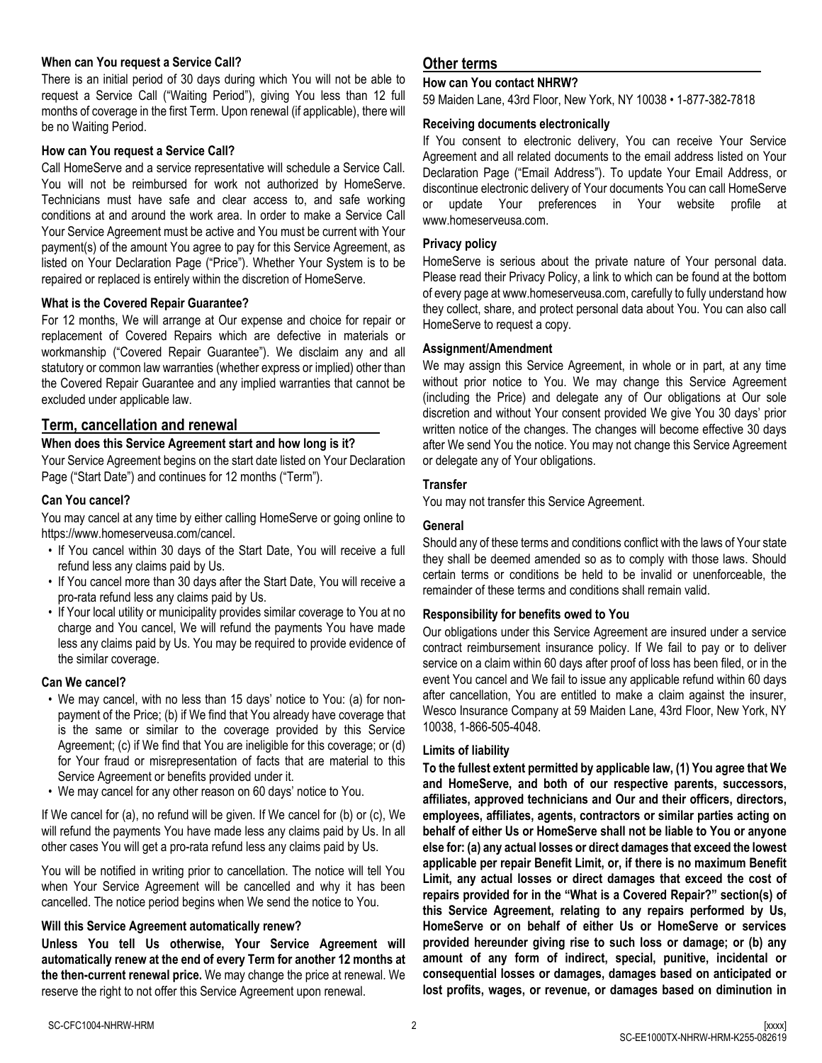### When can You request a Service Call?

There is an initial period of 30 days during which You will not be able to request a Service Call ("Waiting Period"), giving You less than 12 full months of coverage in the first Term. Upon renewal (if applicable), there will be no Waiting Period.

### How can You request a Service Call?

Call HomeServe and a service representative will schedule a Service Call. You will not be reimbursed for work not authorized by HomeServe. Technicians must have safe and clear access to, and safe working conditions at and around the work area. In order to make a Service Call Your Service Agreement must be active and You must be current with Your payment(s) of the amount You agree to pay for this Service Agreement, as listed on Your Declaration Page ("Price"). Whether Your System is to be repaired or replaced is entirely within the discretion of HomeServe.

### What is the Covered Repair Guarantee?

For 12 months, We will arrange at Our expense and choice for repair or replacement of Covered Repairs which are defective in materials or workmanship ("Covered Repair Guarantee"). We disclaim any and all statutory or common law warranties (whether express or implied) other than the Covered Repair Guarantee and any implied warranties that cannot be excluded under applicable law.

## Term, cancellation and renewal

### When does this Service Agreement start and how long is it?

Your Service Agreement begins on the start date listed on Your Declaration Page ("Start Date") and continues for 12 months ("Term").

### Can You cancel?

You may cancel at any time by either calling HomeServe or going online to https://www.homeserveusa.com/cancel.

- If You cancel within 30 days of the Start Date, You will receive a full refund less any claims paid by Us.
- If You cancel more than 30 days after the Start Date, You will receive a pro-rata refund less any claims paid by Us.
- If Your local utility or municipality provides similar coverage to You at no charge and You cancel, We will refund the payments You have made less any claims paid by Us. You may be required to provide evidence of the similar coverage.

### Can We cancel?

- We may cancel, with no less than 15 days' notice to You: (a) for non-payment of the Price; (b) if We find that You already have coverage that is the same or similar to the coverage provided by this Service Agreement; (c) if We find that You are ineligible for this coverage; or (d) for Your fraud or misrepresentation of facts that are material to this Service Agreement or benefits provided under it.
- We may cancel for any other reason on 60 days' notice to You.

If We cancel for (a), no refund will be given. If We cancel for (b) or (c), We will refund the payments You have made less any claims paid by Us. In all other cases You will get a pro-rata refund less any claims paid by Us.

You will be notified in writing prior to cancellation. The notice will tell You when Your Service Agreement will be cancelled and why it has been cancelled. The notice period begins when We send the notice to You.

### Will this Service Agreement automatically renew?

**Unless You tell Us otherwise, Your Service Agreement will automatically renew at the end of every Term for another 12 months at the then-current renewal price.** We may change the price at renewal. We reserve the right to not offer this Service Agreement upon renewal.

## Other terms

### How can You contact NHRW?

59 Maiden Lane, 43rd Floor, New York, NY 10038 • 1-877-382-7818

### Receiving documents electronically

If You consent to electronic delivery, You can receive Your Service Agreement and all related documents to the email address listed on Your Declaration Page ("Email Address"). To update Your Email Address, or discontinue electronic delivery of Your documents You can call HomeServe or update Your preferences in Your website profile at www.homeserveusa.com.

### Privacy policy

HomeServe is serious about the private nature of Your personal data. Please read their Privacy Policy, a link to which can be found at the bottom of every page at www.homeserveusa.com, carefully to fully understand how they collect, share, and protect personal data about You. You can also call HomeServe to request a copy.

### Assignment/Amendment

We may assign this Service Agreement, in whole or in part, at any time without prior notice to You. We may change this Service Agreement (including the Price) and delegate any of Our obligations at Our sole discretion and without Your consent provided We give You 30 days' prior written notice of the changes. The changes will become effective 30 days after We send You the notice. You may not change this Service Agreement or delegate any of Your obligations.

### Transfer

You may not transfer this Service Agreement.

### General

Should any of these terms and conditions conflict with the laws of Your state they shall be deemed amended so as to comply with those laws. Should certain terms or conditions be held to be invalid or unenforceable, the remainder of these terms and conditions shall remain valid.

### Responsibility for benefits owed to You

Our obligations under this Service Agreement are insured under a service contract reimbursement insurance policy. If We fail to pay or to deliver service on a claim within 60 days after proof of loss has been filed, or in the event You cancel and We fail to issue any applicable refund within 60 days after cancellation, You are entitled to make a claim against the insurer, Wesco Insurance Company at 59 Maiden Lane, 43rd Floor, New York, NY 10038, 1-866-505-4048.

### Limits of liability

**To the fullest extent permitted by applicable law, (1) You agree that We and HomeServe, and both of our respective parents, successors, affiliates, approved technicians and Our and their officers, directors, employees, affiliates, agents, contractors or similar parties acting on behalf of either Us or HomeServe shall not be liable to You or anyone else for: (a) any actual losses or direct damages that exceed the lowest applicable per repair Benefit Limit, or, if there is no maximum Benefit Limit, any actual losses or direct damages that exceed the cost of repairs provided for in the "What is a Covered Repair?" section(s) of this Service Agreement, relating to any repairs performed by Us, HomeServe or on behalf of either Us or HomeServe or services provided hereunder giving rise to such loss or damage; or (b) any amount of any form of indirect, special, punitive, incidental or consequential losses or damages, damages based on anticipated or lost profits, wages, or revenue, or damages based on diminution in**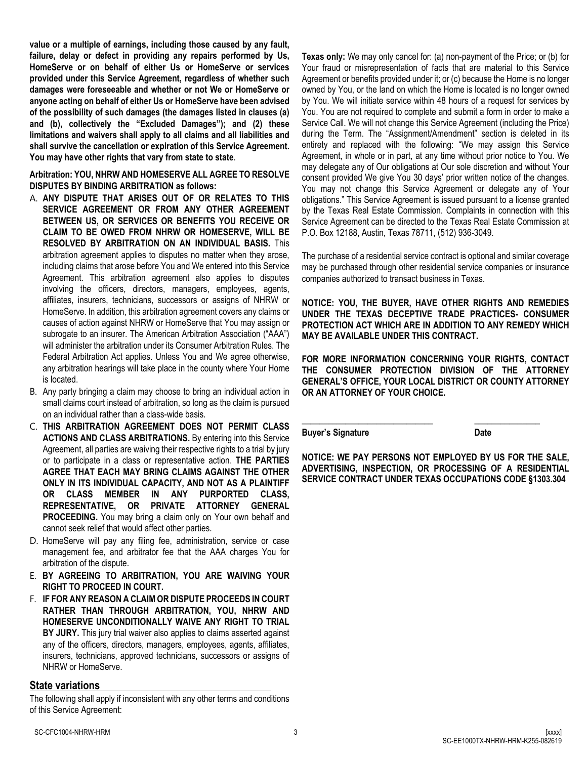**value or a multiple of earnings, including those caused by any fault, failure, delay or defect in providing any repairs performed by Us, HomeServe or on behalf of either Us or HomeServe or services provided under this Service Agreement, regardless of whether such damages were foreseeable and whether or not We or HomeServe or anyone acting on behalf of either Us or HomeServe have been advised of the possibility of such damages (the damages listed in clauses (a) and (b), collectively the "Excluded Damages"); and (2) these limitations and waivers shall apply to all claims and all liabilities and shall survive the cancellation or expiration of this Service Agreement. You may have other rights that vary from state to state**.

**Arbitration: YOU, NHRW AND HOMESERVE ALL AGREE TO RESOLVE DISPUTES BY BINDING ARBITRATION as follows:**

A. **ANY DISPUTE THAT ARISES OUT OF OR RELATES TO THIS SERVICE AGREEMENT OR FROM ANY OTHER AGREEMENT BETWEEN US, OR SERVICES OR BENEFITS YOU RECEIVE OR CLAIM TO BE OWED FROM NHRW OR HOMESERVE, WILL BE RESOLVED BY ARBITRATION ON AN INDIVIDUAL BASIS.** This arbitration agreement applies to disputes no matter when they arose, including claims that arose before You and We entered into this Service Agreement. This arbitration agreement also applies to disputes involving the officers, directors, managers, employees, agents, affiliates, insurers, technicians, successors or assigns of NHRW or HomeServe. In addition, this arbitration agreement covers any claims or causes of action against NHRW or HomeServe that You may assign or subrogate to an insurer. The American Arbitration Association ("AAA") will administer the arbitration under its Consumer Arbitration Rules. The Federal Arbitration Act applies. Unless You and We agree otherwise, any arbitration hearings will take place in the county where Your Home is located.

B. Any party bringing a claim may choose to bring an individual action in small claims court instead of arbitration, so long as the claim is pursued on an individual rather than a class-wide basis.

C. **THIS ARBITRATION AGREEMENT DOES NOT PERMIT CLASS ACTIONS AND CLASS ARBITRATIONS.** By entering into this Service Agreement, all parties are waiving their respective rights to a trial by jury or to participate in a class or representative action. **THE PARTIES AGREE THAT EACH MAY BRING CLAIMS AGAINST THE OTHER ONLY IN ITS INDIVIDUAL CAPACITY, AND NOT AS A PLAINTIFF OR CLASS MEMBER IN ANY PURPORTED CLASS, REPRESENTATIVE, OR PRIVATE ATTORNEY GENERAL PROCEEDING.** You may bring a claim only on Your own behalf and cannot seek relief that would affect other parties.

D. HomeServe will pay any filing fee, administration, service or case management fee, and arbitrator fee that the AAA charges You for arbitration of the dispute.

E. **BY AGREEING TO ARBITRATION, YOU ARE WAIVING YOUR RIGHT TO PROCEED IN COURT.**

F. **IF FOR ANY REASON A CLAIM OR DISPUTE PROCEEDS IN COURT RATHER THAN THROUGH ARBITRATION, YOU, NHRW AND HOMESERVE UNCONDITIONALLY WAIVE ANY RIGHT TO TRIAL BY JURY.** This jury trial waiver also applies to claims asserted against any of the officers, directors, managers, employees, agents, affiliates, insurers, technicians, approved technicians, successors or assigns of NHRW or HomeServe.

## State variations

The following shall apply if inconsistent with any other terms and conditions of this Service Agreement:

**Texas only:** We may only cancel for: (a) non-payment of the Price; or (b) for Your fraud or misrepresentation of facts that are material to this Service Agreement or benefits provided under it; or (c) because the Home is no longer owned by You, or the land on which the Home is located is no longer owned by You. We will initiate service within 48 hours of a request for services by You. You are not required to complete and submit a form in order to make a Service Call. We will not change this Service Agreement (including the Price) during the Term. The "Assignment/Amendment" section is deleted in its entirety and replaced with the following: "We may assign this Service Agreement, in whole or in part, at any time without prior notice to You. We may delegate any of Our obligations at Our sole discretion and without Your consent provided We give You 30 days' prior written notice of the changes. You may not change this Service Agreement or delegate any of Your obligations." This Service Agreement is issued pursuant to a license granted by the Texas Real Estate Commission. Complaints in connection with this Service Agreement can be directed to the Texas Real Estate Commission at P.O. Box 12188, Austin, Texas 78711, (512) 936-3049.

The purchase of a residential service contract is optional and similar coverage may be purchased through other residential service companies or insurance companies authorized to transact business in Texas.

**NOTICE: YOU, THE BUYER, HAVE OTHER RIGHTS AND REMEDIES UNDER THE TEXAS DECEPTIVE TRADE PRACTICES- CONSUMER PROTECTION ACT WHICH ARE IN ADDITION TO ANY REMEDY WHICH MAY BE AVAILABLE UNDER THIS CONTRACT.**

**FOR MORE INFORMATION CONCERNING YOUR RIGHTS, CONTACT THE CONSUMER PROTECTION DIVISION OF THE ATTORNEY GENERAL'S OFFICE, YOUR LOCAL DISTRICT OR COUNTY ATTORNEY OR AN ATTORNEY OF YOUR CHOICE.**

\_\_\_\_\_\_\_\_\_\_\_\_\_\_\_\_\_\_\_\_\_\_\_\_\_\_\_\_ \_\_\_\_\_\_\_\_\_\_\_\_\_\_\_

**Buyer's Signature** **Date**

**NOTICE: WE PAY PERSONS NOT EMPLOYED BY US FOR THE SALE, ADVERTISING, INSPECTION, OR PROCESSING OF A RESIDENTIAL SERVICE CONTRACT UNDER TEXAS OCCUPATIONS CODE §1303.304**

SC-CFC1004-NHRW-HRM

[xxxx]
SC-EE1000TX-NHRW-HRM-K255-082619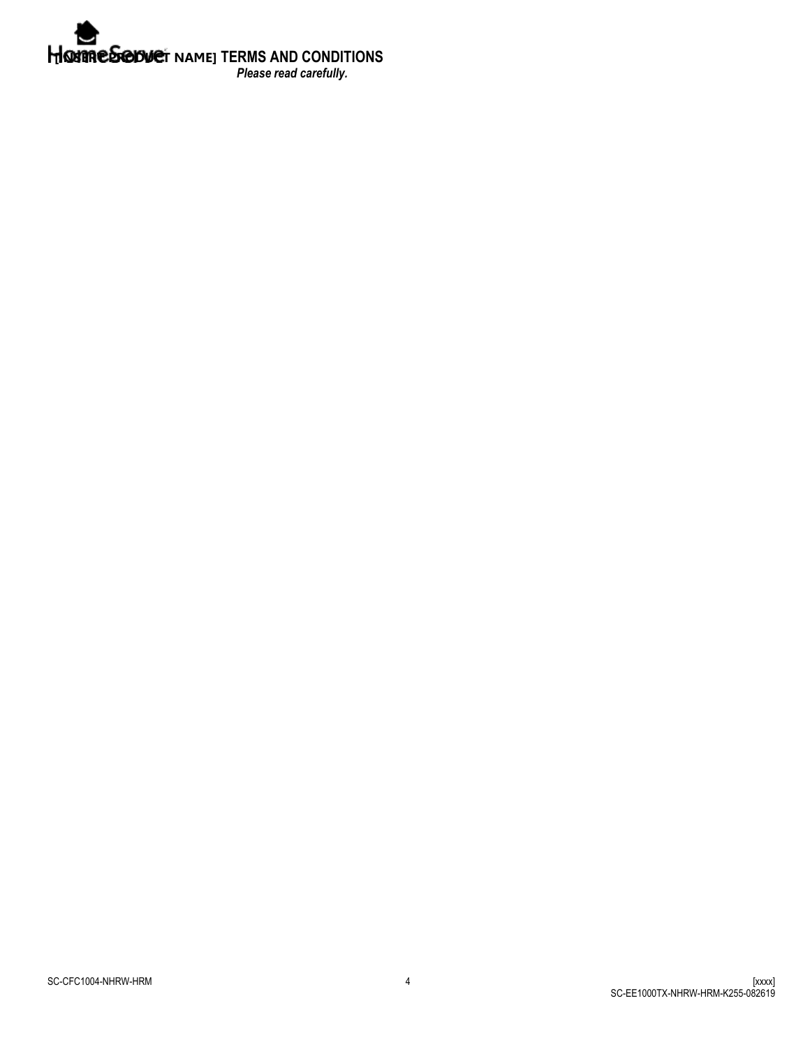# [INSERT PRODUCT NAME] TERMS AND CONDITIONS

*Please read carefully.*

SC-CFC1004-NHRW-HRM

[xxxx]
SC-EE1000TX-NHRW-HRM-K255-082619